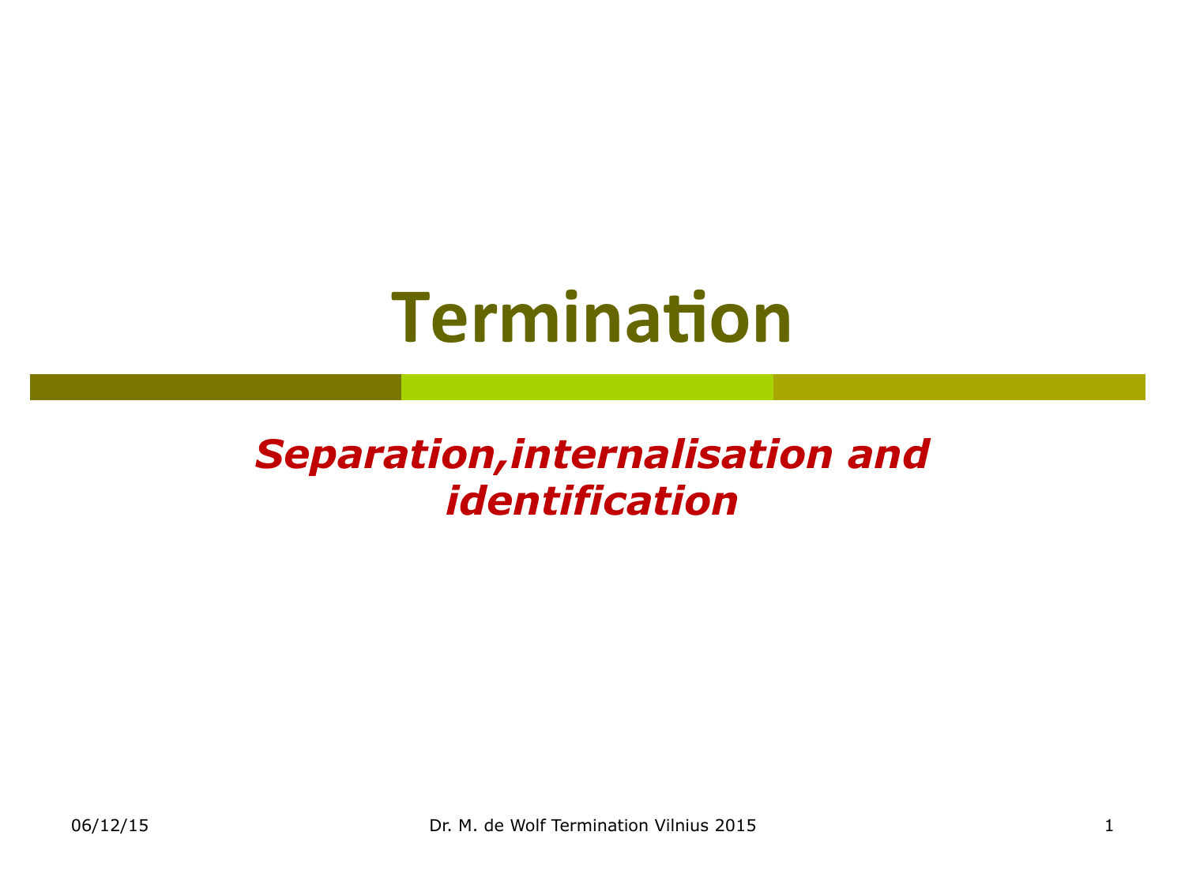# Termination

***Separation,internalisation and identification***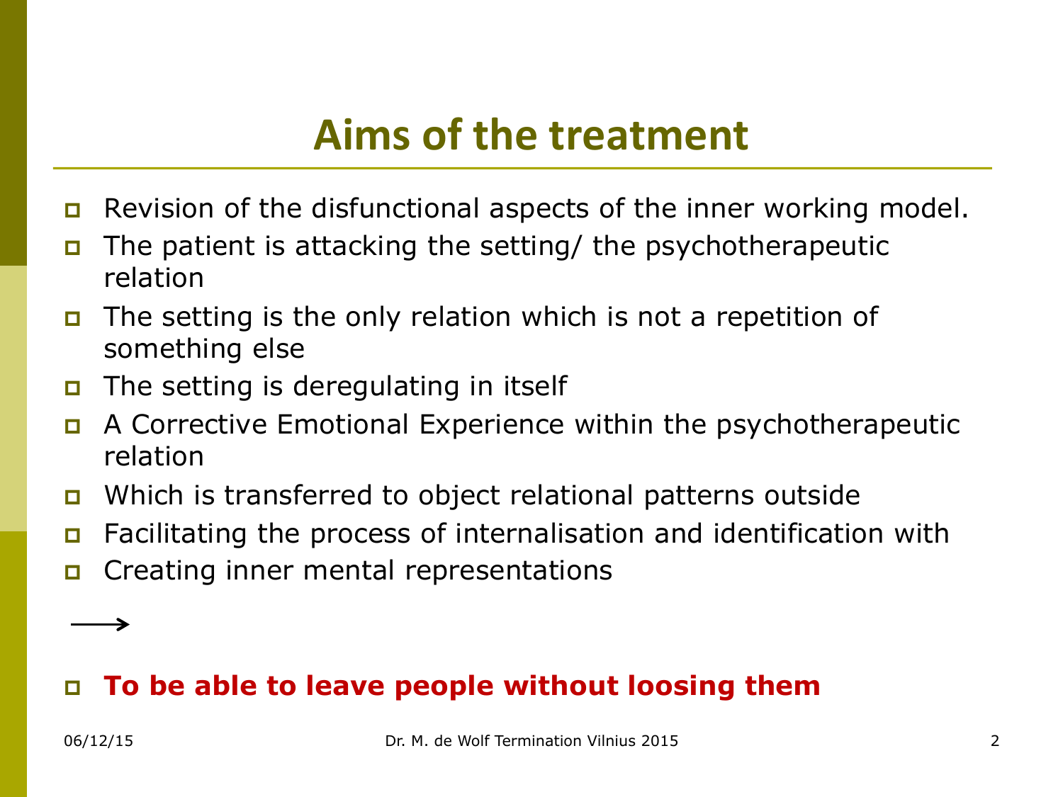# Aims of the treatment

- Revision of the disfunctional aspects of the inner working model.
- The patient is attacking the setting/ the psychotherapeutic relation
- The setting is the only relation which is not a repetition of something else
- The setting is deregulating in itself
- A Corrective Emotional Experience within the psychotherapeutic relation
- Which is transferred to object relational patterns outside
- Facilitating the process of internalisation and identification with
- Creating inner mental representations

→

- **To be able to leave people without loosing them**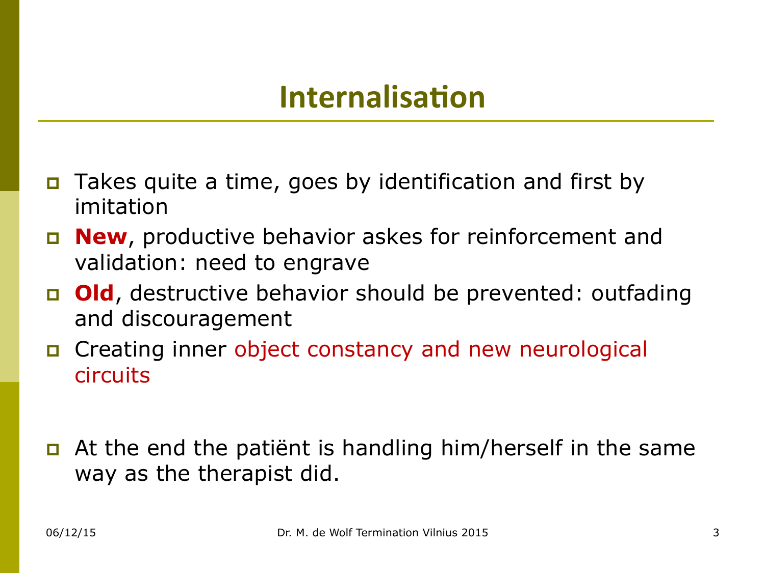# Internalisation

- Takes quite a time, goes by identification and first by imitation
- **New**, productive behavior askes for reinforcement and validation: need to engrave
- **Old**, destructive behavior should be prevented: outfading and discouragement
- Creating inner object constancy and new neurological circuits

- At the end the patiënt is handling him/herself in the same way as the therapist did.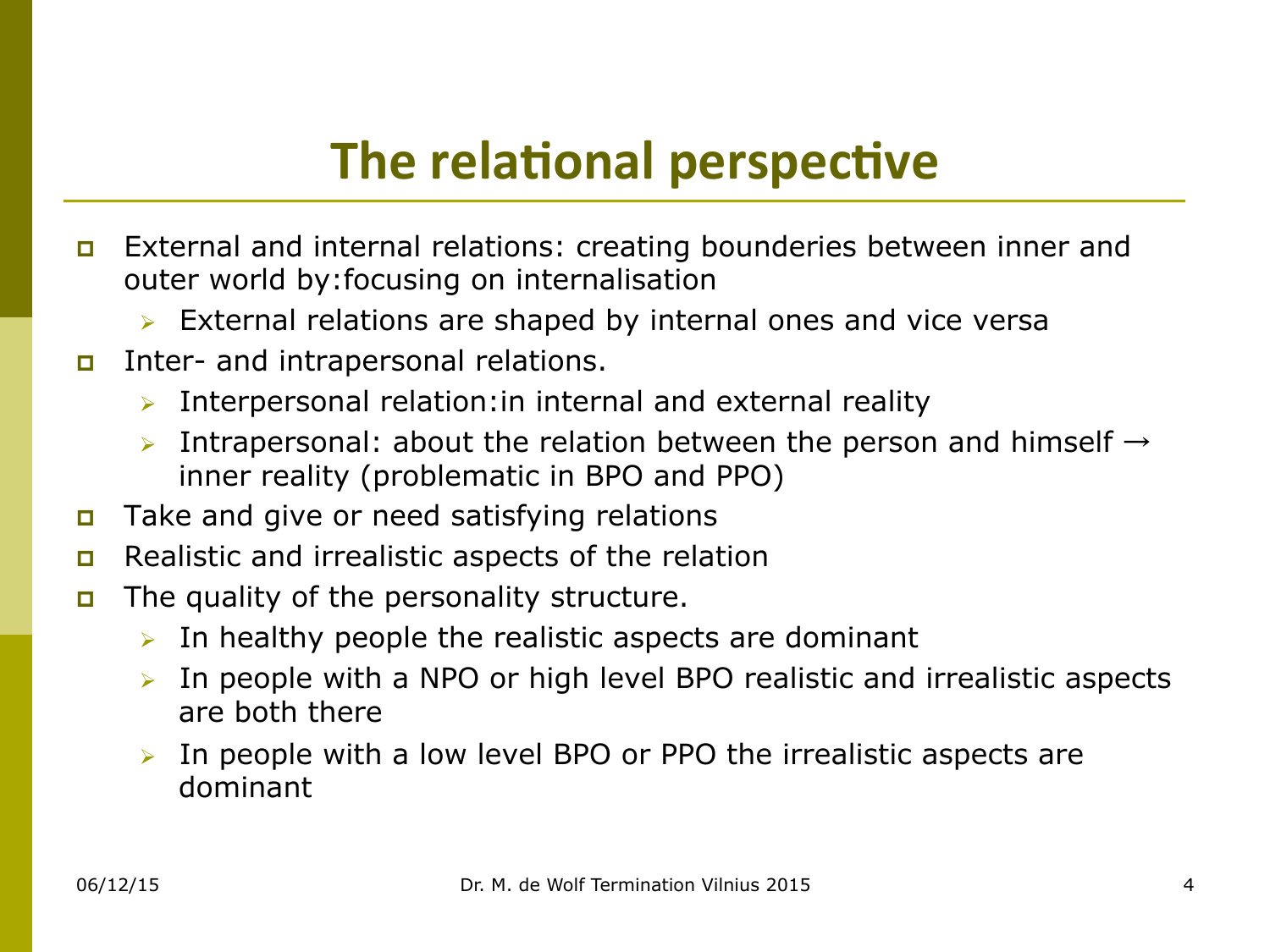# The relational perspective

- External and internal relations: creating bounderies between inner and outer world by:focusing on internalisation
  - External relations are shaped by internal ones and vice versa
- Inter- and intrapersonal relations.
  - Interpersonal relation:in internal and external reality
  - Intrapersonal: about the relation between the person and himself → inner reality (problematic in BPO and PPO)
- Take and give or need satisfying relations
- Realistic and irrealistic aspects of the relation
- The quality of the personality structure.
  - In healthy people the realistic aspects are dominant
  - In people with a NPO or high level BPO realistic and irrealistic aspects are both there
  - In people with a low level BPO or PPO the irrealistic aspects are dominant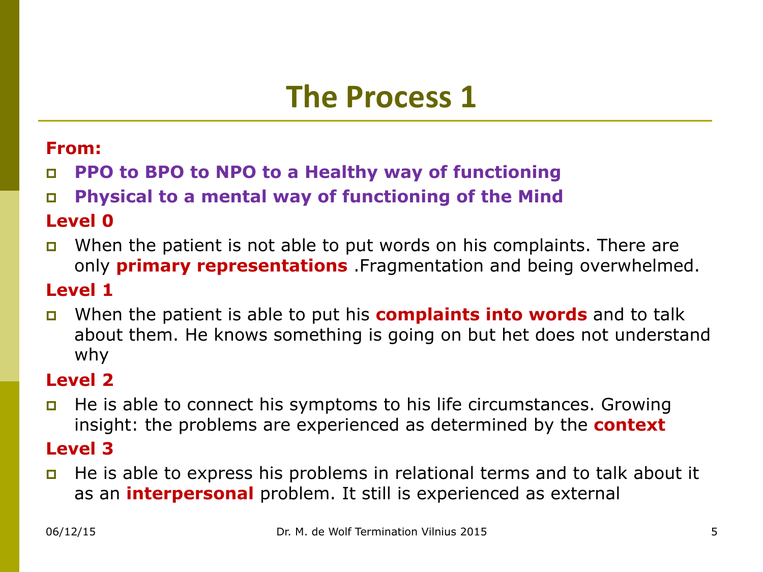# The Process 1

**From:**

- **PPO to BPO to NPO to a Healthy way of functioning**
- **Physical to a mental way of functioning of the Mind**

**Level 0**

- When the patient is not able to put words on his complaints. There are only **primary representations** .Fragmentation and being overwhelmed.

**Level 1**

- When the patient is able to put his **complaints into words** and to talk about them. He knows something is going on but het does not understand why

**Level 2**

- He is able to connect his symptoms to his life circumstances. Growing insight: the problems are experienced as determined by the **context**

**Level 3**

- He is able to express his problems in relational terms and to talk about it as an **interpersonal** problem. It still is experienced as external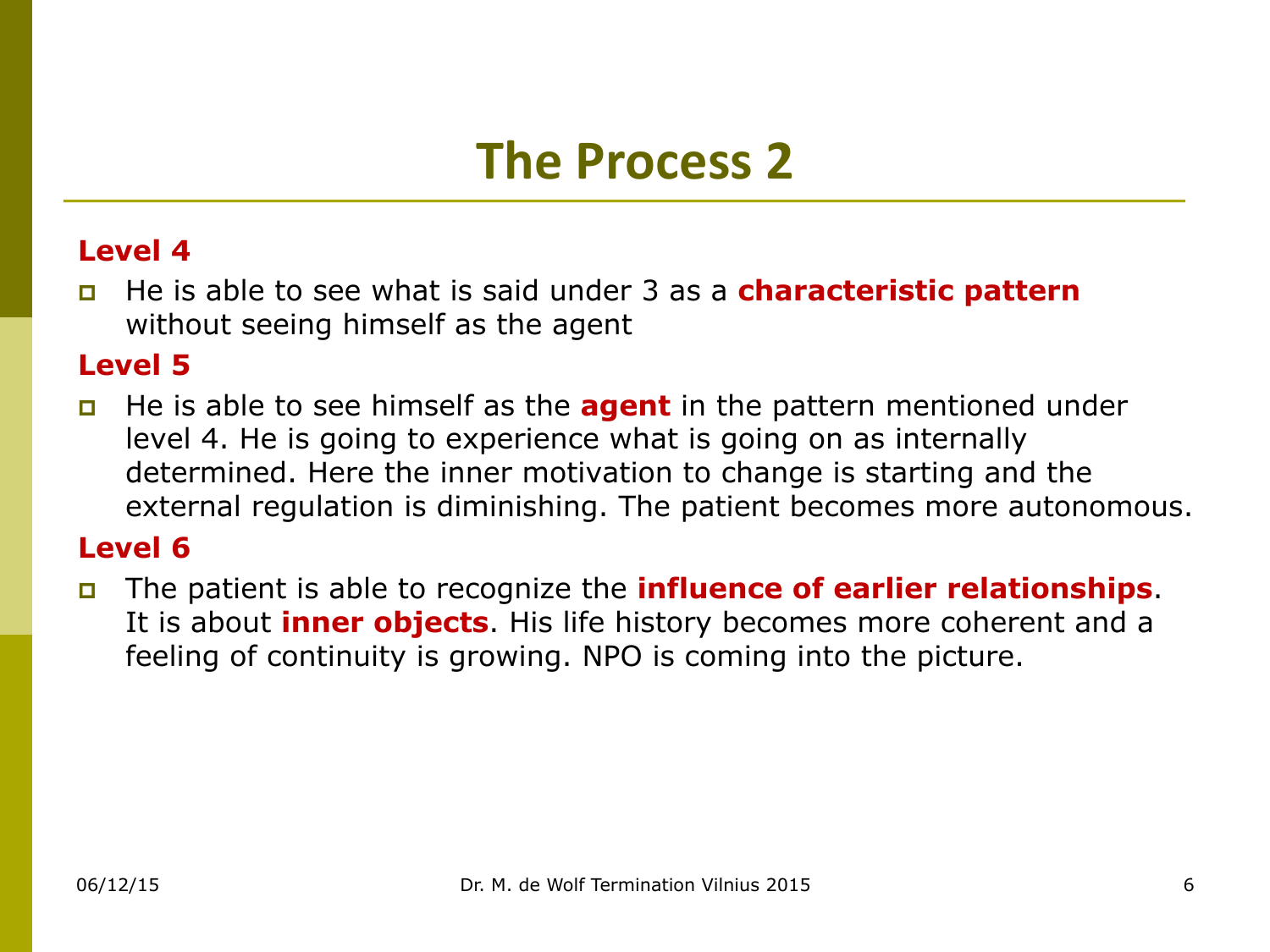# The Process 2

**Level 4**

- He is able to see what is said under 3 as a **characteristic pattern** without seeing himself as the agent

**Level 5**

- He is able to see himself as the **agent** in the pattern mentioned under level 4. He is going to experience what is going on as internally determined. Here the inner motivation to change is starting and the external regulation is diminishing. The patient becomes more autonomous.

**Level 6**

- The patient is able to recognize the **influence of earlier relationships**. It is about **inner objects**. His life history becomes more coherent and a feeling of continuity is growing. NPO is coming into the picture.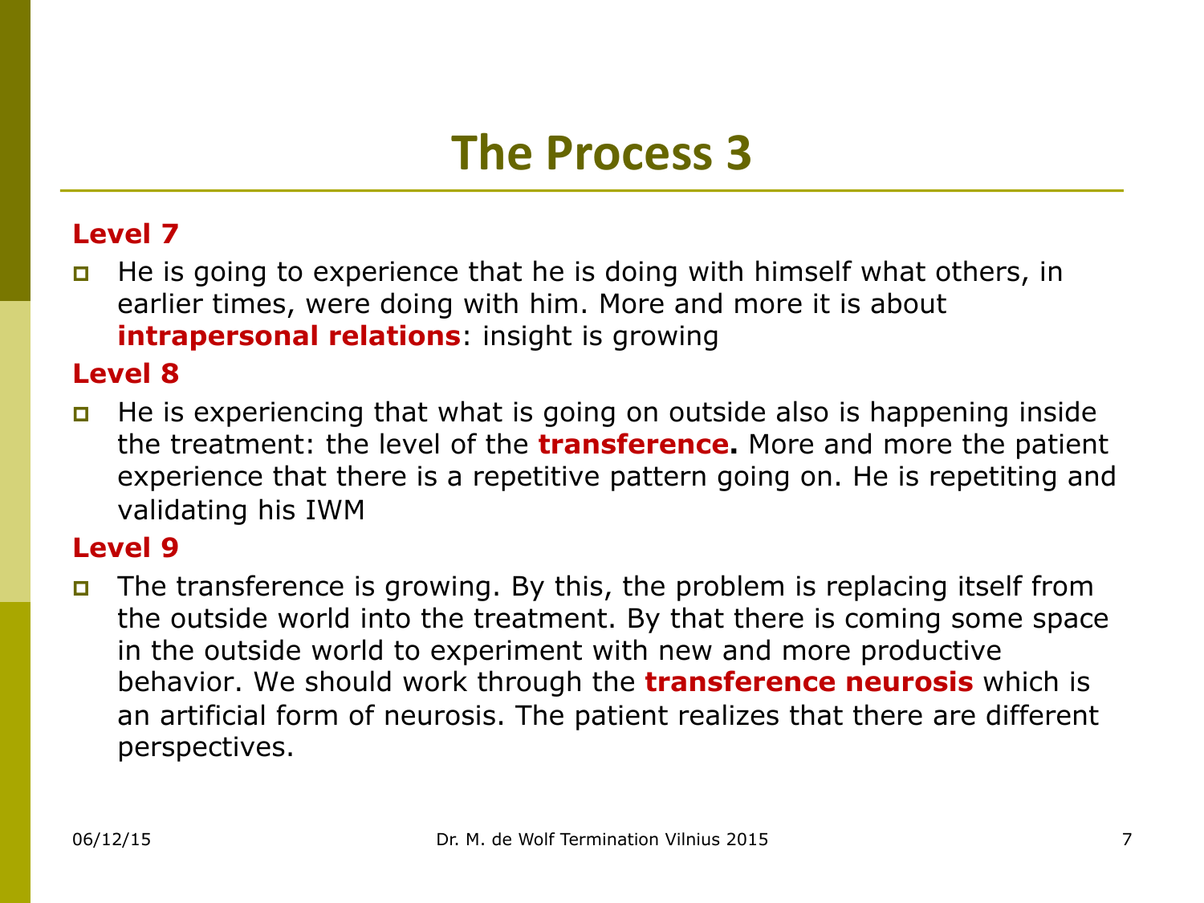# The Process 3

**Level 7**

- He is going to experience that he is doing with himself what others, in earlier times, were doing with him. More and more it is about **intrapersonal relations**: insight is growing

**Level 8**

- He is experiencing that what is going on outside also is happening inside the treatment: the level of the **transference.** More and more the patient experience that there is a repetitive pattern going on. He is repetiting and validating his IWM

**Level 9**

- The transference is growing. By this, the problem is replacing itself from the outside world into the treatment. By that there is coming some space in the outside world to experiment with new and more productive behavior. We should work through the **transference neurosis** which is an artificial form of neurosis. The patient realizes that there are different perspectives.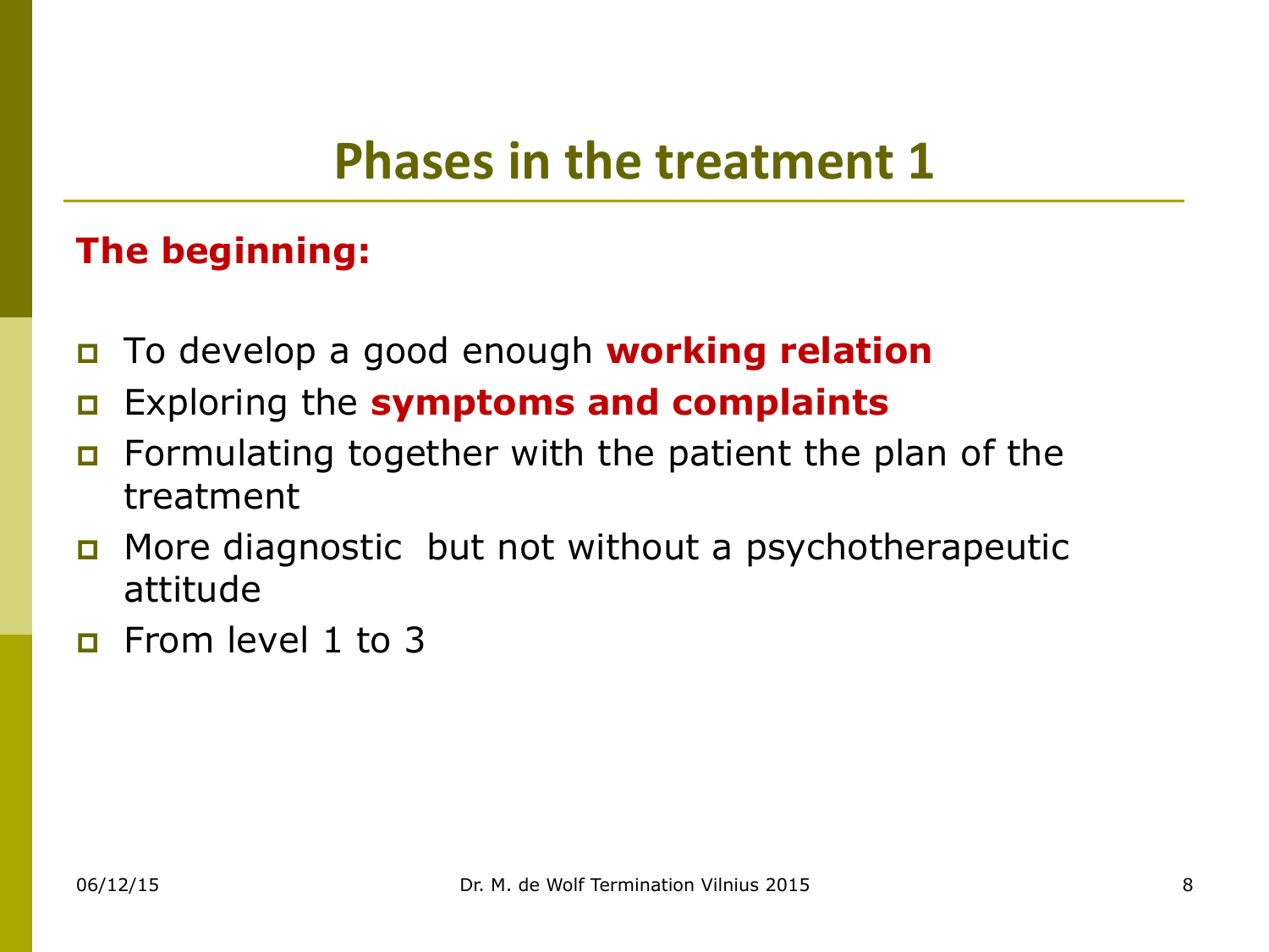# Phases in the treatment 1

**The beginning:**

- To develop a good enough **working relation**
- Exploring the **symptoms and complaints**
- Formulating together with the patient the plan of the treatment
- More diagnostic but not without a psychotherapeutic attitude
- From level 1 to 3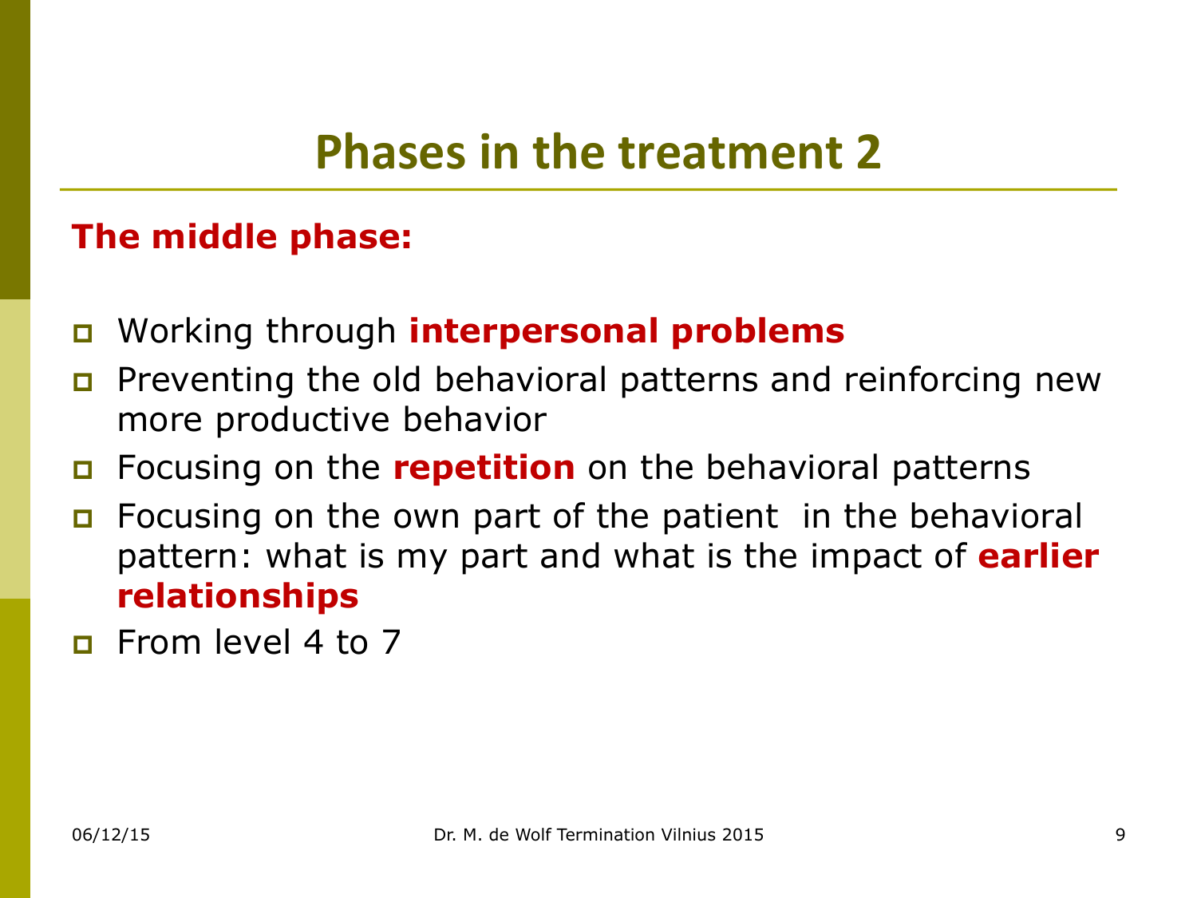# Phases in the treatment 2

**The middle phase:**

- Working through **interpersonal problems**
- Preventing the old behavioral patterns and reinforcing new more productive behavior
- Focusing on the **repetition** on the behavioral patterns
- Focusing on the own part of the patient in the behavioral pattern: what is my part and what is the impact of **earlier relationships**
- From level 4 to 7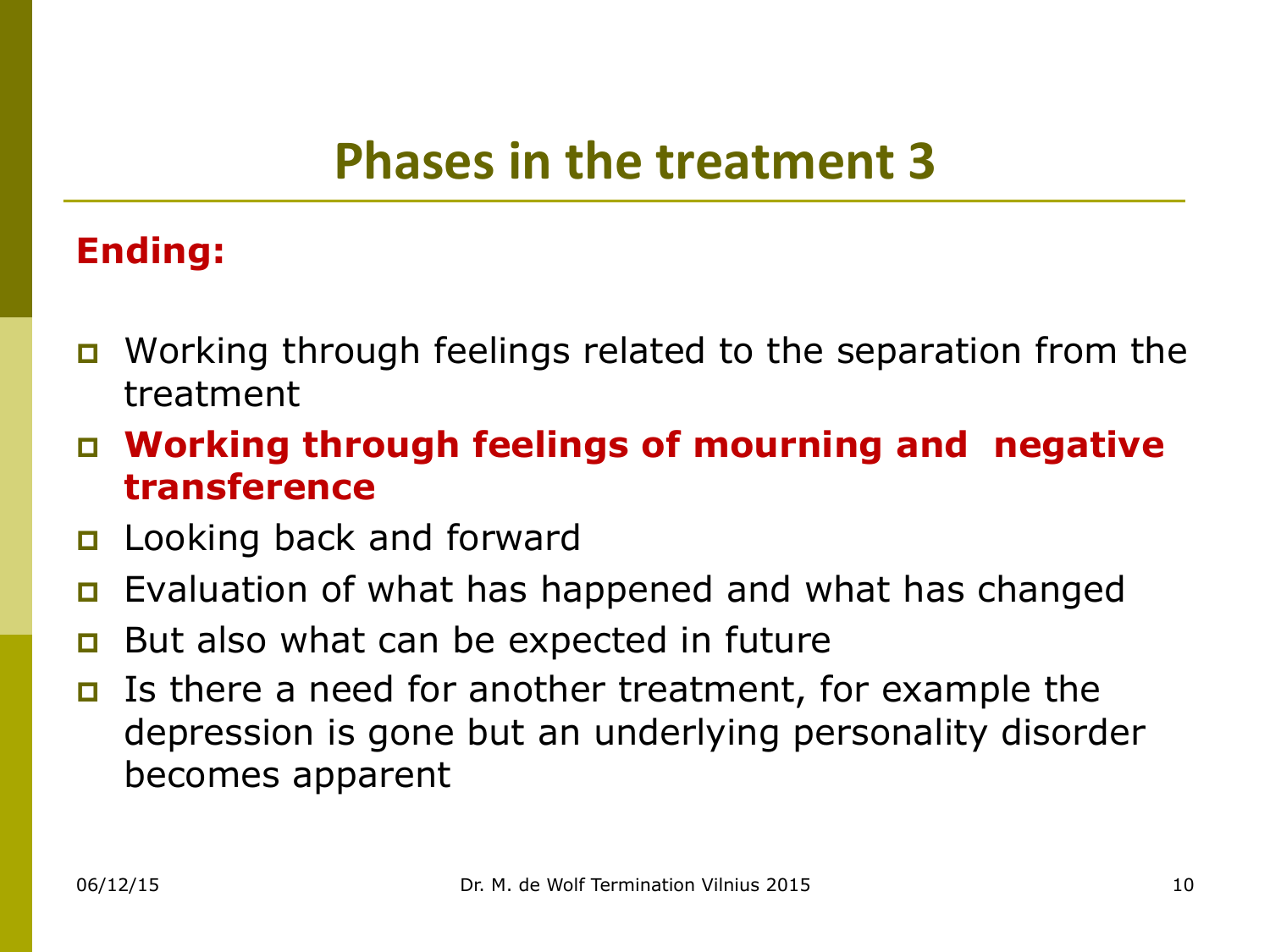# Phases in the treatment 3

**Ending:**

- Working through feelings related to the separation from the treatment
- **Working through feelings of mourning and negative transference**
- Looking back and forward
- Evaluation of what has happened and what has changed
- But also what can be expected in future
- Is there a need for another treatment, for example the depression is gone but an underlying personality disorder becomes apparent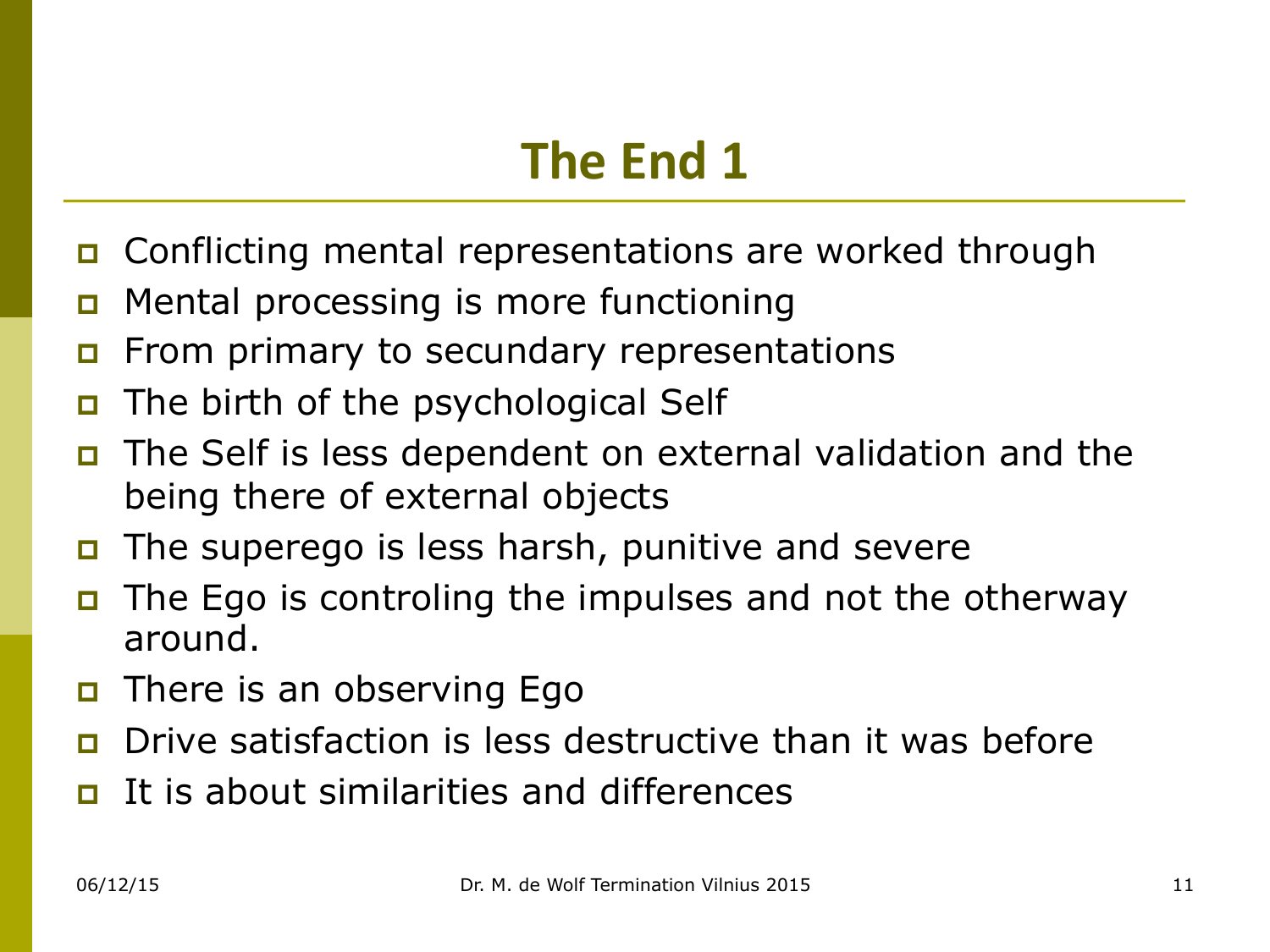# The End 1

- Conflicting mental representations are worked through
- Mental processing is more functioning
- From primary to secundary representations
- The birth of the psychological Self
- The Self is less dependent on external validation and the being there of external objects
- The superego is less harsh, punitive and severe
- The Ego is controling the impulses and not the otherway around.
- There is an observing Ego
- Drive satisfaction is less destructive than it was before
- It is about similarities and differences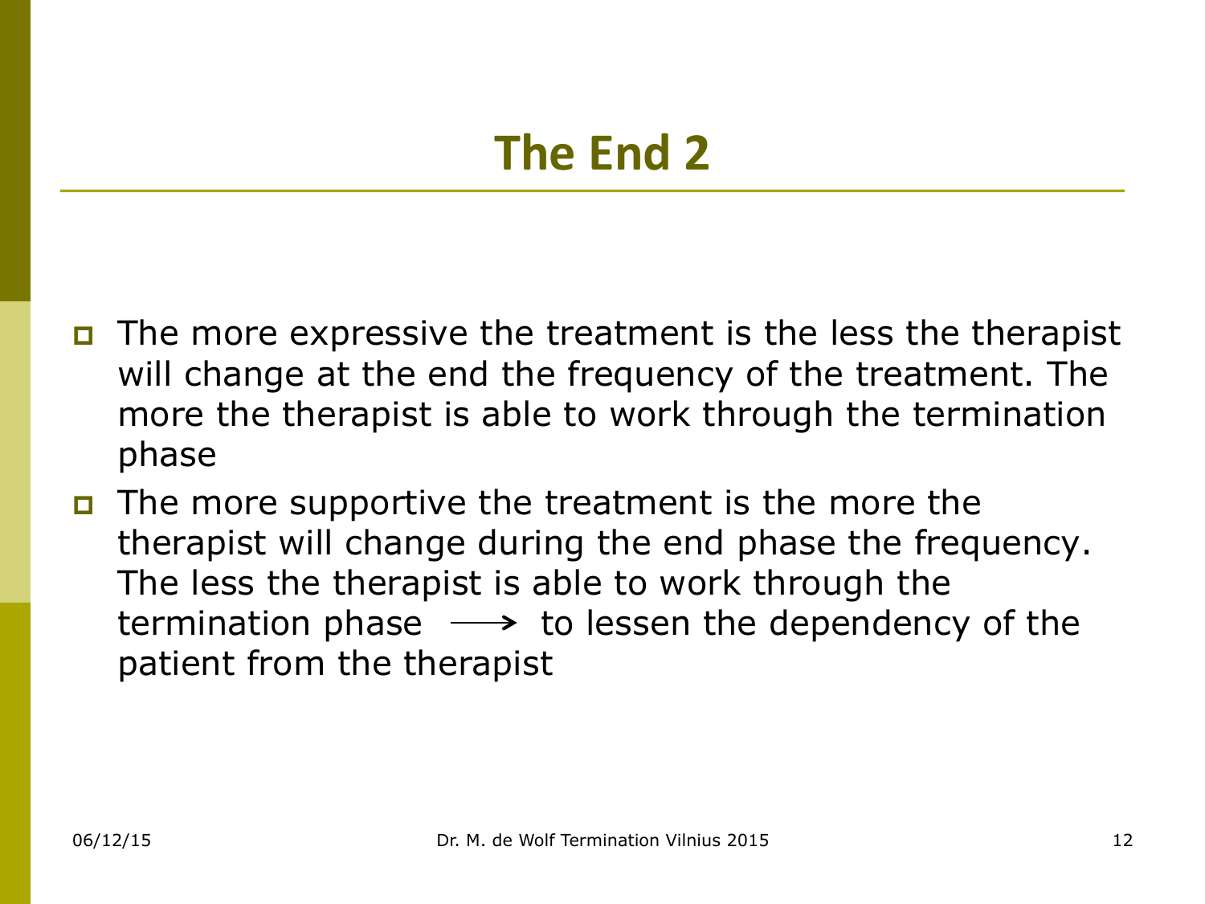# The End 2

- The more expressive the treatment is the less the therapist will change at the end the frequency of the treatment. The more the therapist is able to work through the termination phase
- The more supportive the treatment is the more the therapist will change during the end phase the frequency. The less the therapist is able to work through the termination phase ⟶ to lessen the dependency of the patient from the therapist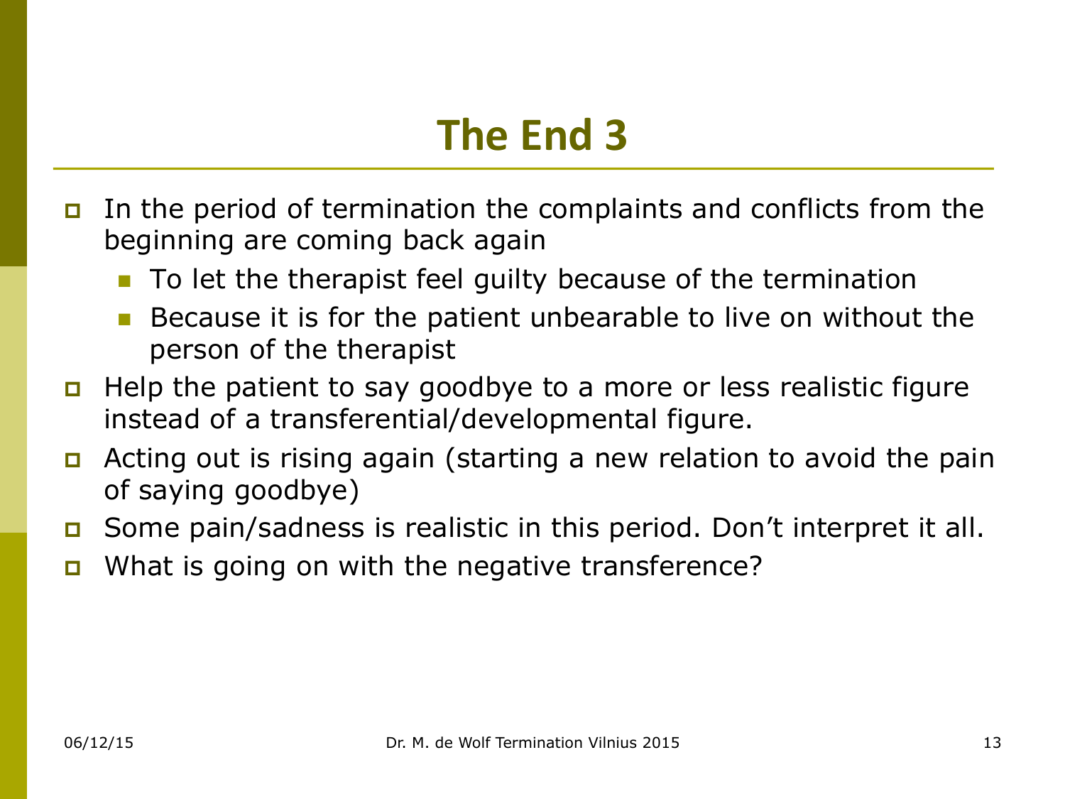# The End 3

- In the period of termination the complaints and conflicts from the beginning are coming back again
  - To let the therapist feel guilty because of the termination
  - Because it is for the patient unbearable to live on without the person of the therapist
- Help the patient to say goodbye to a more or less realistic figure instead of a transferential/developmental figure.
- Acting out is rising again (starting a new relation to avoid the pain of saying goodbye)
- Some pain/sadness is realistic in this period. Don't interpret it all.
- What is going on with the negative transference?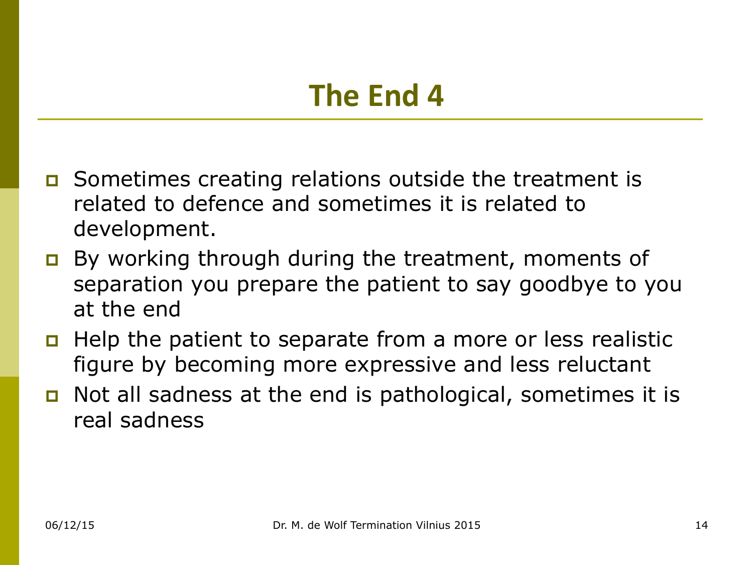# The End 4

- Sometimes creating relations outside the treatment is related to defence and sometimes it is related to development.
- By working through during the treatment, moments of separation you prepare the patient to say goodbye to you at the end
- Help the patient to separate from a more or less realistic figure by becoming more expressive and less reluctant
- Not all sadness at the end is pathological, sometimes it is real sadness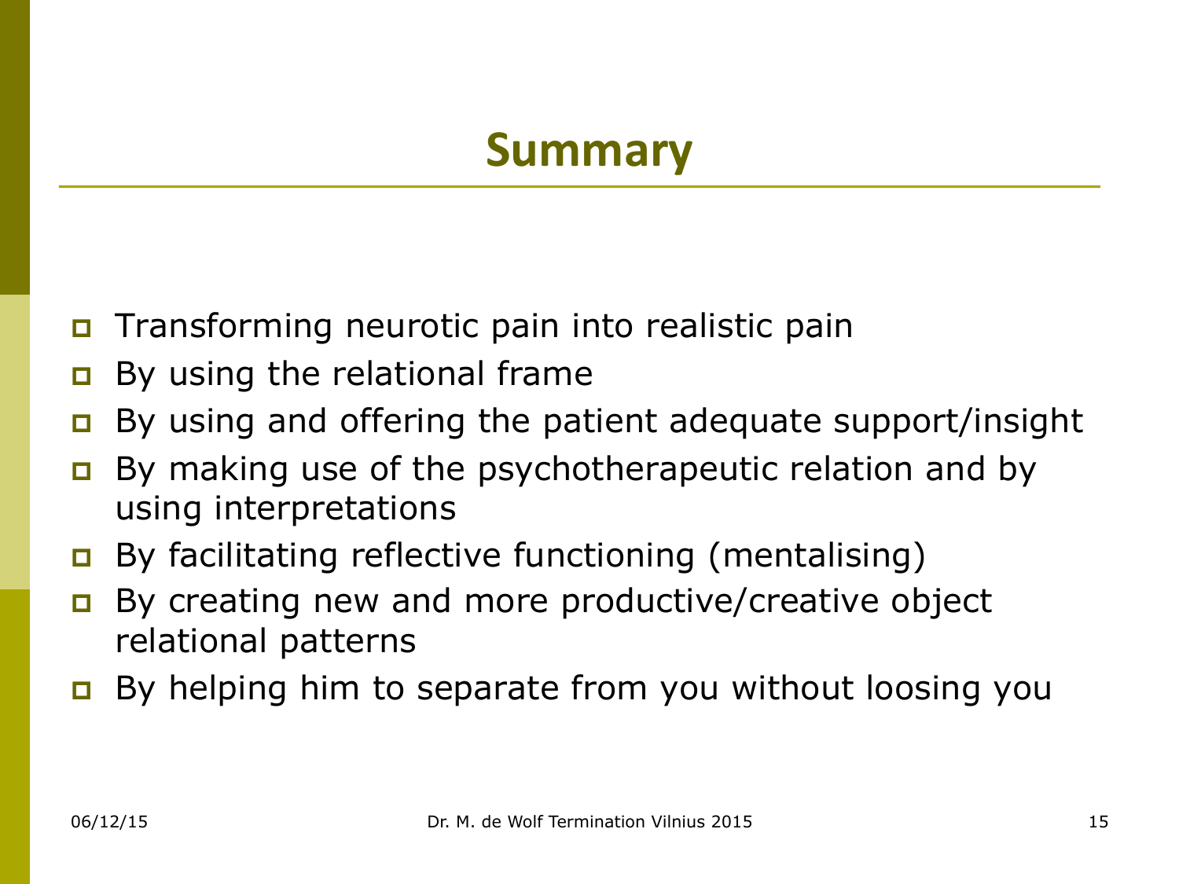# Summary

- Transforming neurotic pain into realistic pain
- By using the relational frame
- By using and offering the patient adequate support/insight
- By making use of the psychotherapeutic relation and by using interpretations
- By facilitating reflective functioning (mentalising)
- By creating new and more productive/creative object relational patterns
- By helping him to separate from you without loosing you